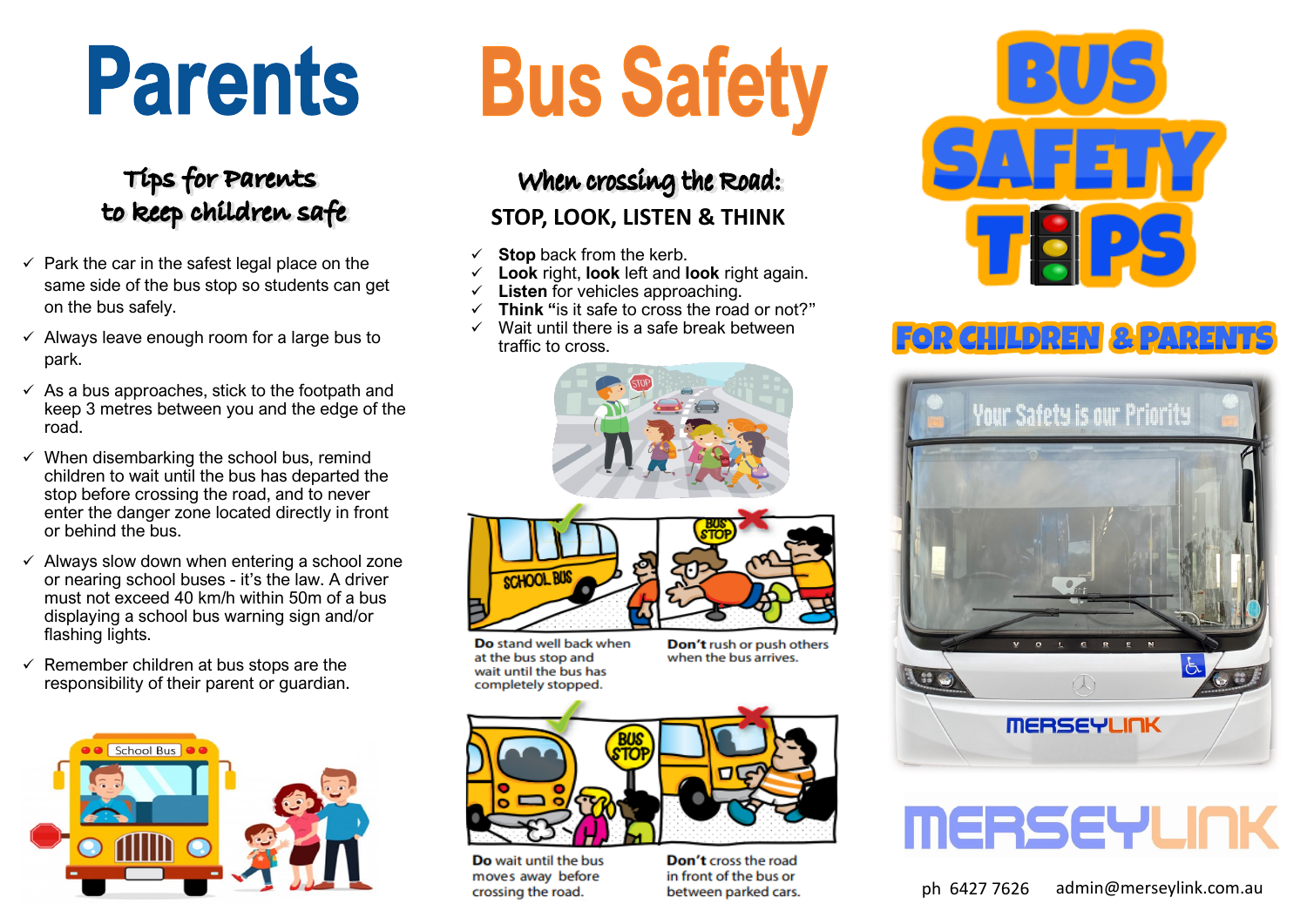# Parents

## Tips for Parents to keep children safe

- ✓ Park the car in the safest legal place on the same side of the bus stop so students can get on the bus safely.
- ✓ Always leave enough room for a large bus to park.
- ✓ As a bus approaches, stick to the footpath and keep 3 metres between you and the edge of the road.
- ✓ When disembarking the school bus, remind children to wait until the bus has departed the stop before crossing the road, and to never enter the danger zone located directly in front or behind the bus.
- ✓ Always slow down when entering a school zone or nearing school buses - it's the law. A driver must not exceed 40 km/h within 50m of a bus displaying a school bus warning sign and/or flashing lights.
- ✓ Remember children at bus stops are the responsibility of their parent or guardian.

# Bus Safety

## When crossing the Road:

**STOP, LOOK, LISTEN & THINK**

- ✓ **Stop** back from the kerb.
- ✓ **Look** right, **look** left and **look** right again.
- ✓ **Listen** for vehicles approaching.
- ✓ **Think "**is it safe to cross the road or not?"
- ✓ Wait until there is a safe break between traffic to cross.

**Do** stand well back when at the bus stop and wait until the bus has completely stopped.

**Don't** rush or push others when the bus arrives.

**Do** wait until the bus moves away before crossing the road.

**Don't** cross the road in front of the bus or between parked cars.

# BUS SAFETY TIPS

## FOR CHILDREN & PARENTS

MERSEYLINK

ph 6427 7626 admin@merseylink.com.au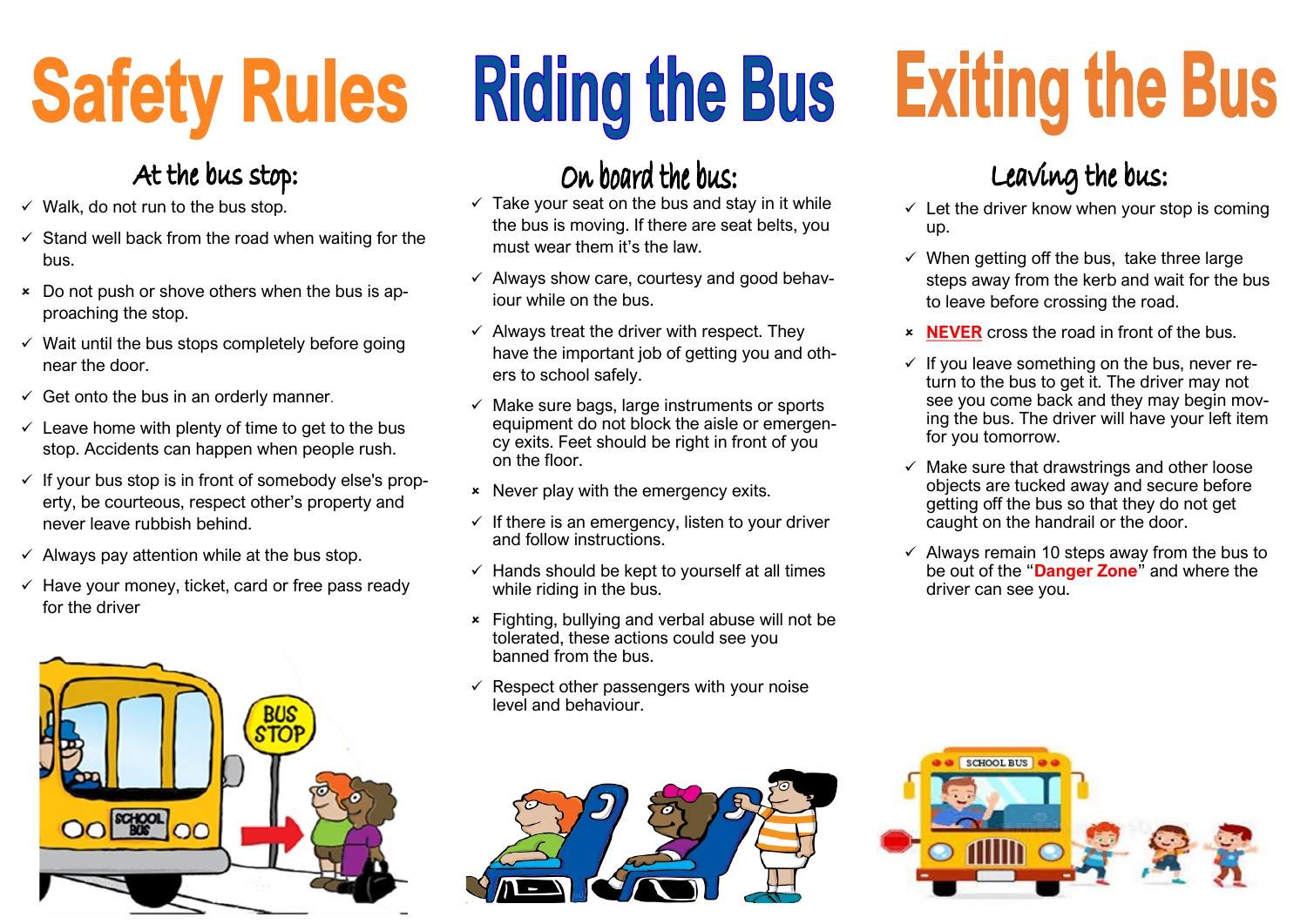# Safety Rules

## At the bus stop:

- ✓ Walk, do not run to the bus stop.
- ✓ Stand well back from the road when waiting for the bus.
- × Do not push or shove others when the bus is approaching the stop.
- ✓ Wait until the bus stops completely before going near the door.
- ✓ Get onto the bus in an orderly manner.
- ✓ Leave home with plenty of time to get to the bus stop. Accidents can happen when people rush.
- ✓ If your bus stop is in front of somebody else's property, be courteous, respect other's property and never leave rubbish behind.
- ✓ Always pay attention while at the bus stop.
- ✓ Have your money, ticket, card or free pass ready for the driver

# Riding the Bus

## On board the bus:

- ✓ Take your seat on the bus and stay in it while the bus is moving. If there are seat belts, you must wear them it's the law.
- ✓ Always show care, courtesy and good behaviour while on the bus.
- ✓ Always treat the driver with respect. They have the important job of getting you and others to school safely.
- ✓ Make sure bags, large instruments or sports equipment do not block the aisle or emergency exits. Feet should be right in front of you on the floor.
- × Never play with the emergency exits.
- ✓ If there is an emergency, listen to your driver and follow instructions.
- ✓ Hands should be kept to yourself at all times while riding in the bus.
- × Fighting, bullying and verbal abuse will not be tolerated, these actions could see you banned from the bus.
- ✓ Respect other passengers with your noise level and behaviour.

# Exiting the Bus

## Leaving the bus:

- ✓ Let the driver know when your stop is coming up.
- ✓ When getting off the bus, take three large steps away from the kerb and wait for the bus to leave before crossing the road.
- × **NEVER** cross the road in front of the bus.
- ✓ If you leave something on the bus, never return to the bus to get it. The driver may not see you come back and they may begin moving the bus. The driver will have your left item for you tomorrow.
- ✓ Make sure that drawstrings and other loose objects are tucked away and secure before getting off the bus so that they do not get caught on the handrail or the door.
- ✓ Always remain 10 steps away from the bus to be out of the "**Danger Zone**" and where the driver can see you.